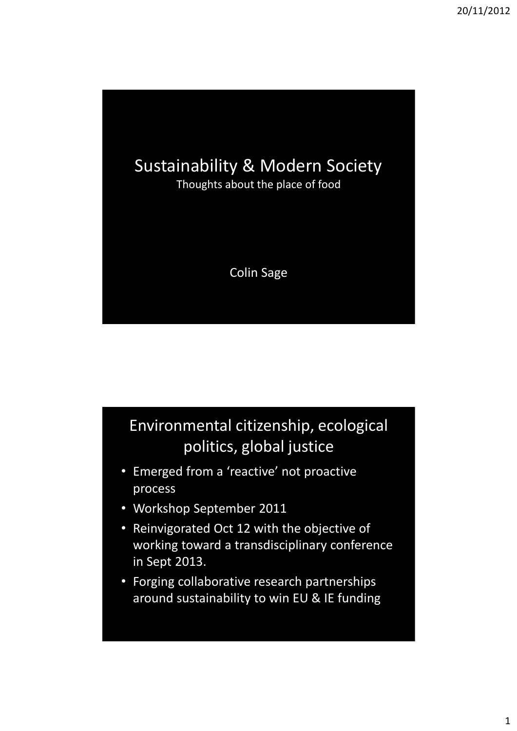# Sustainability & Modern Society

Thoughts about the place of food

Colin Sage

## Environmental citizenship, ecological politics, global justice

- Emerged from a 'reactive' not proactive process
- Workshop September 2011
- Reinvigorated Oct 12 with the objective of working toward a transdisciplinary conference in Sept 2013.
- Forging collaborative research partnerships around sustainability to win EU & IE funding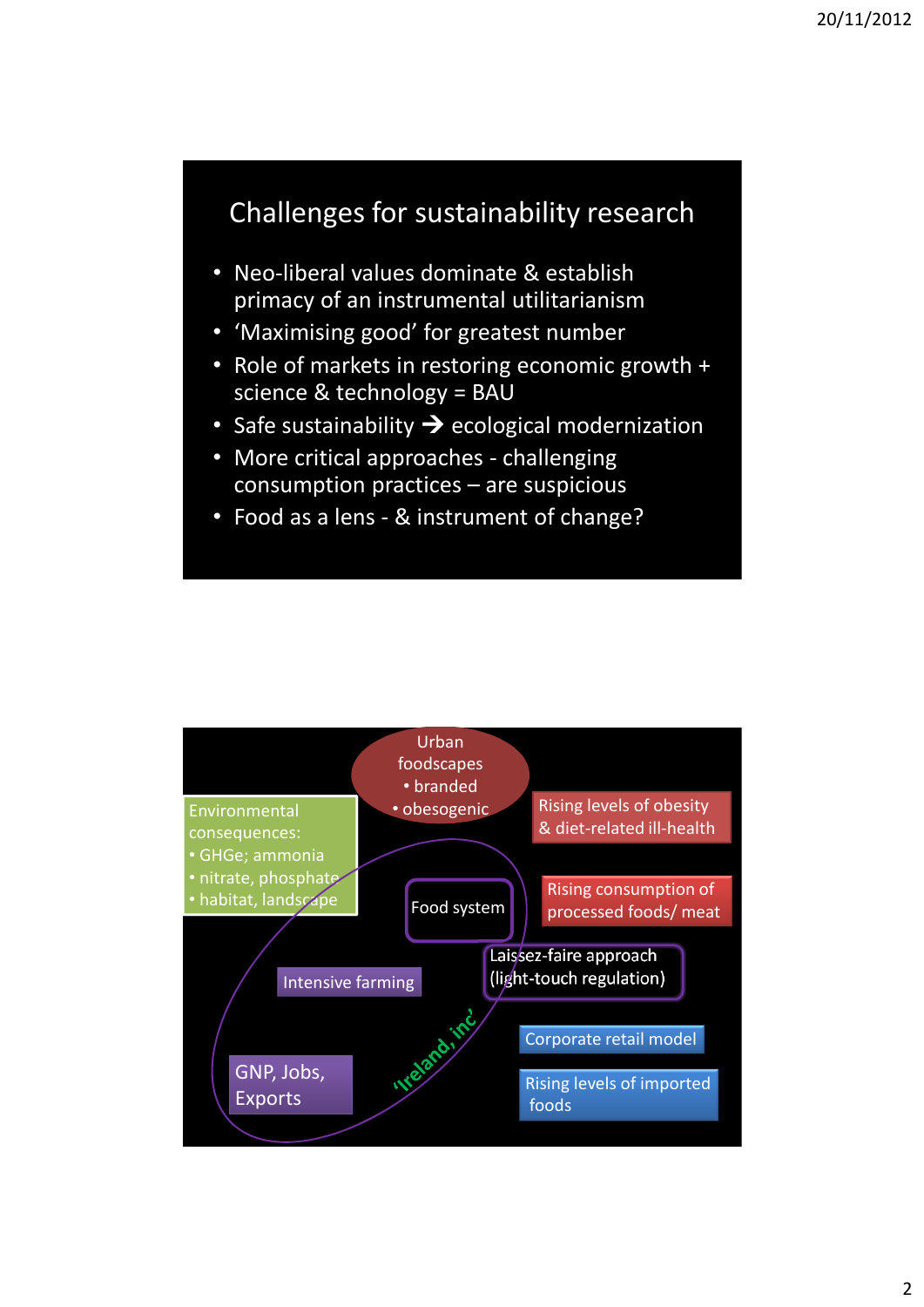## Challenges for sustainability research

- Neo-liberal values dominate & establish primacy of an instrumental utilitarianism
- 'Maximising good' for greatest number
- Role of markets in restoring economic growth + science & technology = BAU
- Safe sustainability → ecological modernization
- More critical approaches - challenging consumption practices – are suspicious
- Food as a lens - & instrument of change?

Urban foodscapes
- branded
- obesogenic

Environmental consequences:
- GHGe; ammonia
- nitrate, phosphate
- habitat, landscape

Rising levels of obesity & diet-related ill-health

Food system

Rising consumption of processed foods/ meat

Laissez-faire approach (light-touch regulation)

Intensive farming

'Ireland, inc'

Corporate retail model

GNP, Jobs, Exports

Rising levels of imported foods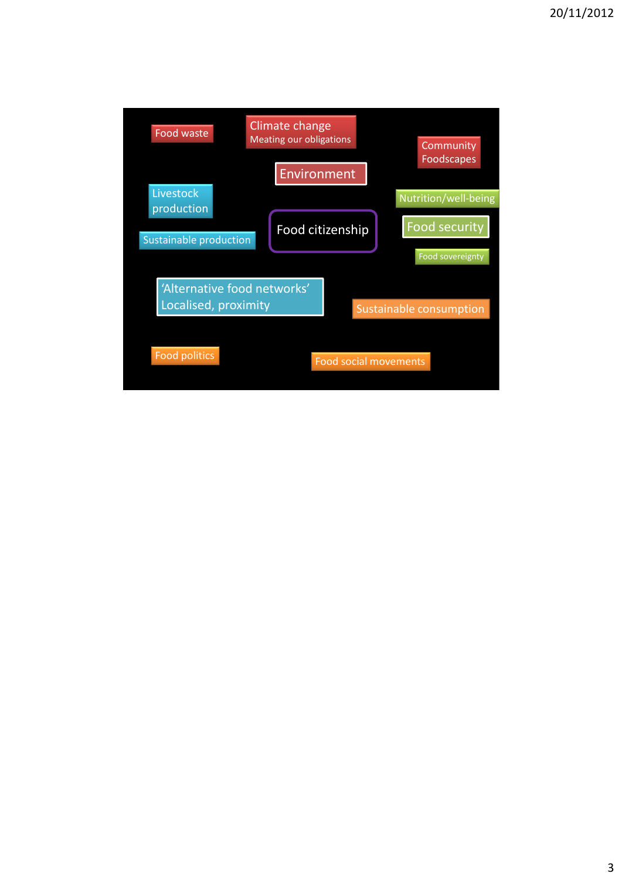Food waste

Climate change
Meating our obligations

Community
Foodscapes

Environment

Livestock
production

Nutrition/well-being

Food citizenship

Food security

Sustainable production

Food sovereignty

'Alternative food networks'
Localised, proximity

Sustainable consumption

Food politics

Food social movements